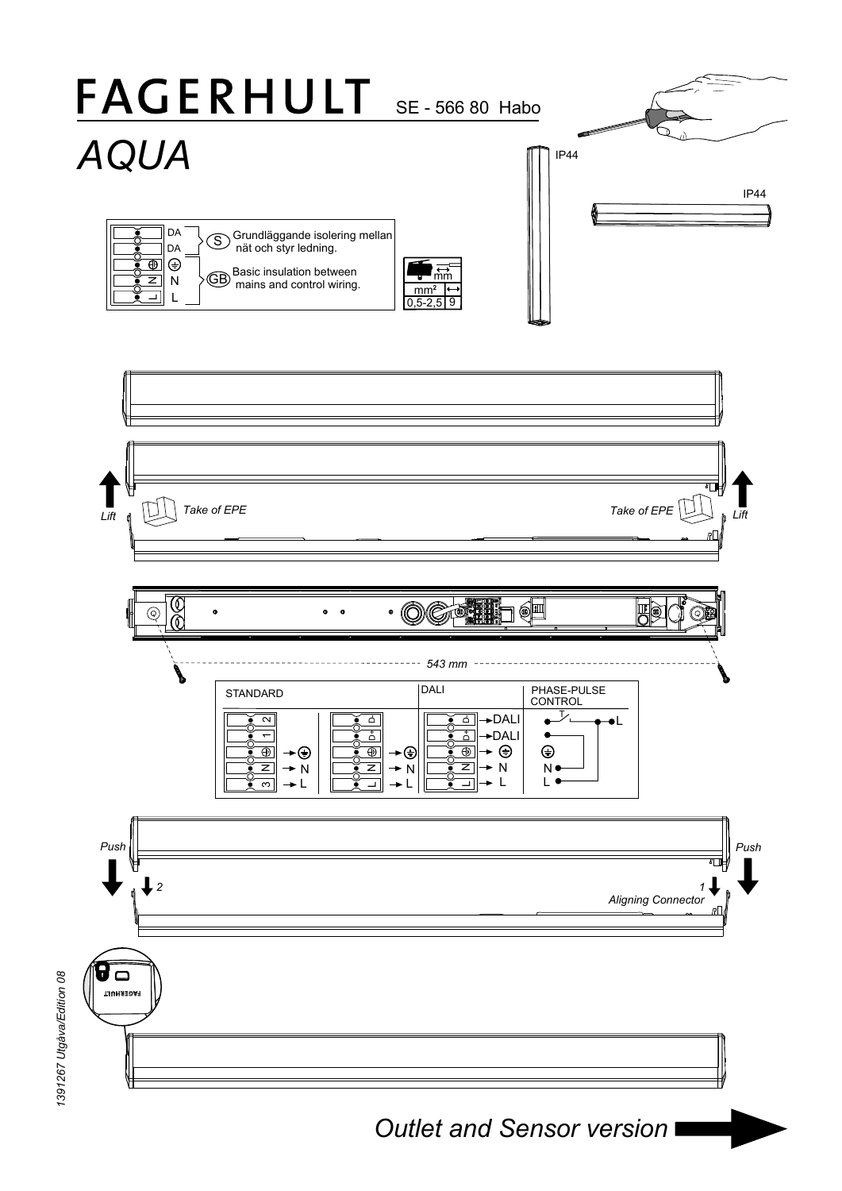# FAGERHULT

SE - 566 80 Habo

## *AQUA*

IP44

IP44

DA
DA
N
L

(S) Grundläggande isolering mellan nät och styr ledning.

(GB) Basic insulation between mains and control wiring.

mm

| mm² | ↔ |
|---|---|
| 0,5-2,5 | 9 |

*Lift* *Take of EPE* *Take of EPE* *Lift*

*543 mm*

| STANDARD | | DALI | PHASE-PULSE CONTROL |
|---|---|---|---|
| 2, 1, ⏚, N, 3 → ⏚, N, L | D, D+, ⏚, N, L → ⏚, N, L | D → DALI, D+ → DALI, ⏚ → ⏚, N → N, L → L | T, L, ⏚, N, L |

*Push* *Push*

*2* *1*

*Aligning Connector*

FAGERHULT

*1391267 Utgåva/Edition 08*

*Outlet and Sensor version*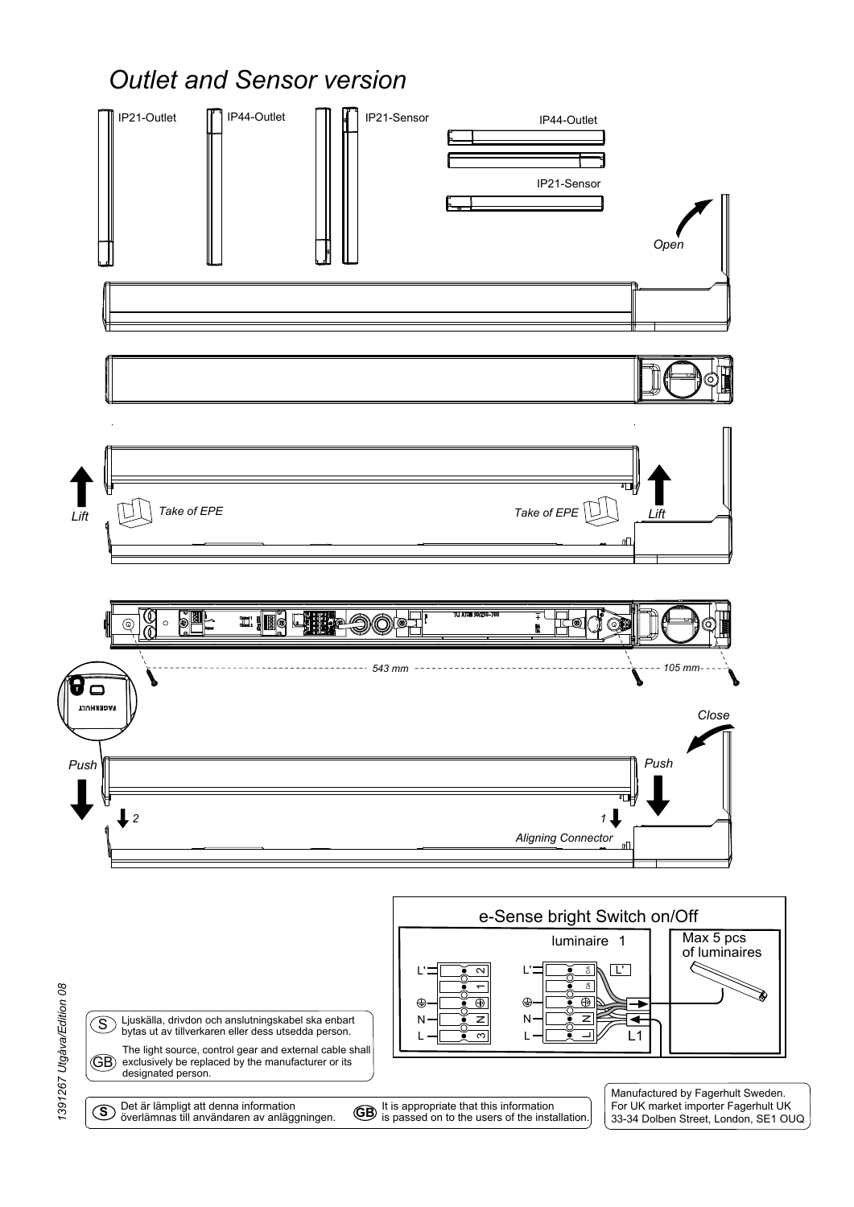# Outlet and Sensor version

IP21-Outlet

IP44-Outlet

IP21-Sensor

IP44-Outlet

IP21-Sensor

Open

Lift

Take of EPE

Take of EPE

Lift

543 mm

105 mm

FAGERHULT

Close

Push

Push

2

1

Aligning Connector

e-Sense bright Switch on/Off

luminaire 1

Max 5 pcs of luminaires

L'

N

L

L'

N

L

L'

L1

1391267 Utgåva/Edition 08

(S) Ljuskälla, drivdon och anslutningskabel ska enbart bytas ut av tillverkaren eller dess utsedda person.

(GB) The light source, control gear and external cable shall exclusively be replaced by the manufacturer or its designated person.

(S) Det är lämpligt att denna information överlämnas till användaren av anläggningen.

(GB) It is appropriate that this information is passed on to the users of the installation.

Manufactured by Fagerhult Sweden.
For UK market importer Fagerhult UK
33-34 Dolben Street, London, SE1 OUQ